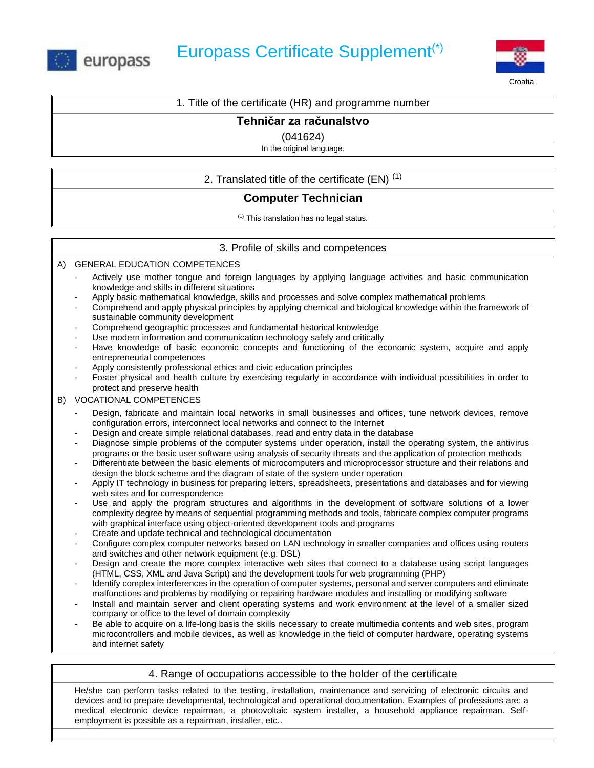europass

# Europass Certificate Supplement(*)

Croatia

## 1. Title of the certificate (HR) and programme number

**Tehničar za računalstvo**

(041624)

In the original language.

## 2. Translated title of the certificate (EN) (1)

**Computer Technician**

(1) This translation has no legal status.

## 3. Profile of skills and competences

A) GENERAL EDUCATION COMPETENCES

- Actively use mother tongue and foreign languages by applying language activities and basic communication knowledge and skills in different situations
- Apply basic mathematical knowledge, skills and processes and solve complex mathematical problems
- Comprehend and apply physical principles by applying chemical and biological knowledge within the framework of sustainable community development
- Comprehend geographic processes and fundamental historical knowledge
- Use modern information and communication technology safely and critically
- Have knowledge of basic economic concepts and functioning of the economic system, acquire and apply entrepreneurial competences
- Apply consistently professional ethics and civic education principles
- Foster physical and health culture by exercising regularly in accordance with individual possibilities in order to protect and preserve health

B) VOCATIONAL COMPETENCES

- Design, fabricate and maintain local networks in small businesses and offices, tune network devices, remove configuration errors, interconnect local networks and connect to the Internet
- Design and create simple relational databases, read and entry data in the database
- Diagnose simple problems of the computer systems under operation, install the operating system, the antivirus programs or the basic user software using analysis of security threats and the application of protection methods
- Differentiate between the basic elements of microcomputers and microprocessor structure and their relations and design the block scheme and the diagram of state of the system under operation
- Apply IT technology in business for preparing letters, spreadsheets, presentations and databases and for viewing web sites and for correspondence
- Use and apply the program structures and algorithms in the development of software solutions of a lower complexity degree by means of sequential programming methods and tools, fabricate complex computer programs with graphical interface using object-oriented development tools and programs
- Create and update technical and technological documentation
- Configure complex computer networks based on LAN technology in smaller companies and offices using routers and switches and other network equipment (e.g. DSL)
- Design and create the more complex interactive web sites that connect to a database using script languages (HTML, CSS, XML and Java Script) and the development tools for web programming (PHP)
- Identify complex interferences in the operation of computer systems, personal and server computers and eliminate malfunctions and problems by modifying or repairing hardware modules and installing or modifying software
- Install and maintain server and client operating systems and work environment at the level of a smaller sized company or office to the level of domain complexity
- Be able to acquire on a life-long basis the skills necessary to create multimedia contents and web sites, program microcontrollers and mobile devices, as well as knowledge in the field of computer hardware, operating systems and internet safety

## 4. Range of occupations accessible to the holder of the certificate

He/she can perform tasks related to the testing, installation, maintenance and servicing of electronic circuits and devices and to prepare developmental, technological and operational documentation. Examples of professions are: a medical electronic device repairman, a photovoltaic system installer, a household appliance repairman. Self-employment is possible as a repairman, installer, etc..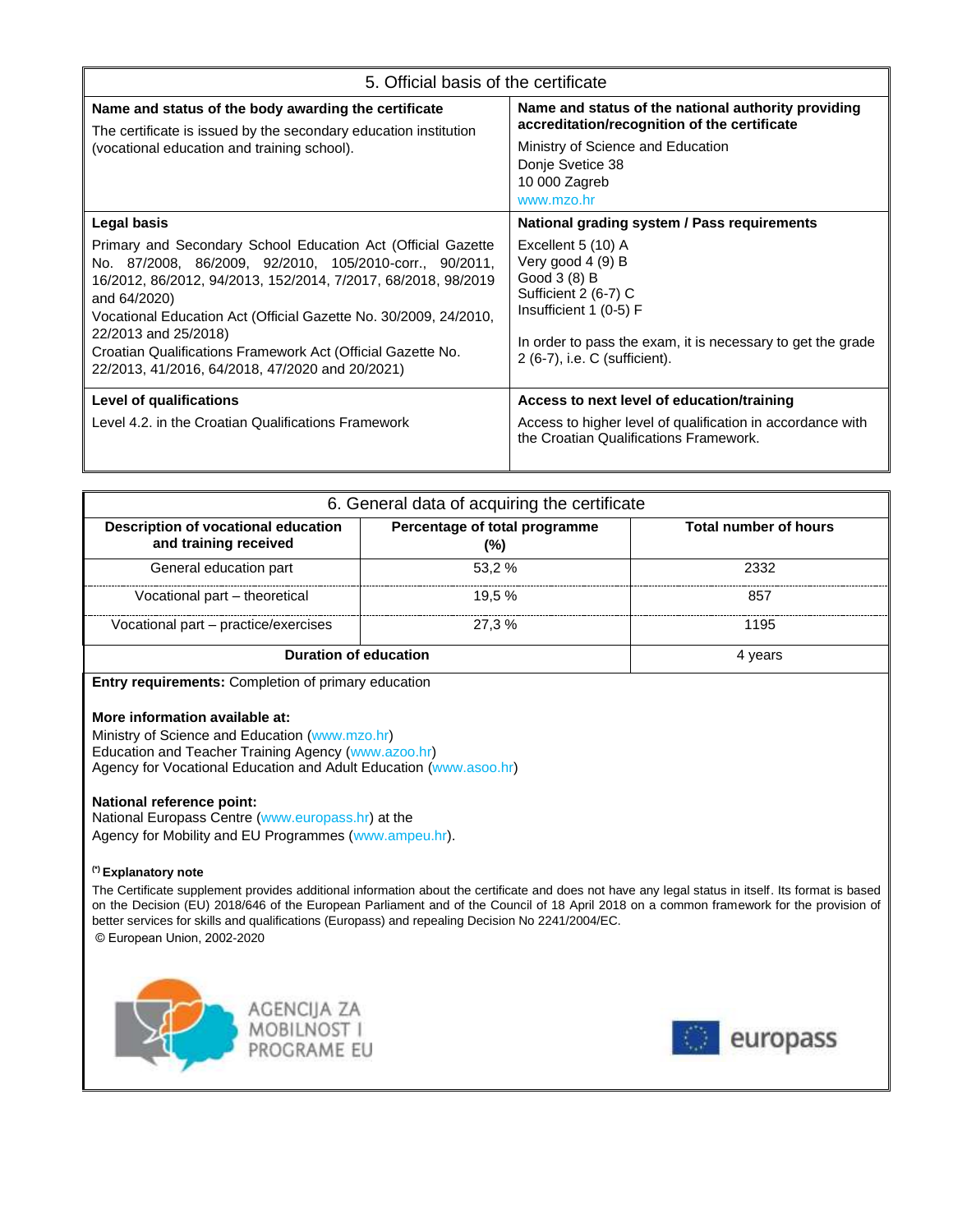## 5. Official basis of the certificate

| Name and status of the body awarding the certificate | Name and status of the national authority providing accreditation/recognition of the certificate |
| --- | --- |
| The certificate is issued by the secondary education institution (vocational education and training school). | Ministry of Science and Education<br>Donje Svetice 38<br>10 000 Zagreb<br>www.mzo.hr |
| **Legal basis** | **National grading system / Pass requirements** |
| Primary and Secondary School Education Act (Official Gazette No. 87/2008, 86/2009, 92/2010, 105/2010-corr., 90/2011, 16/2012, 86/2012, 94/2013, 152/2014, 7/2017, 68/2018, 98/2019 and 64/2020)<br>Vocational Education Act (Official Gazette No. 30/2009, 24/2010, 22/2013 and 25/2018)<br>Croatian Qualifications Framework Act (Official Gazette No. 22/2013, 41/2016, 64/2018, 47/2020 and 20/2021) | Excellent 5 (10) A<br>Very good 4 (9) B<br>Good 3 (8) B<br>Sufficient 2 (6-7) C<br>Insufficient 1 (0-5) F<br><br>In order to pass the exam, it is necessary to get the grade 2 (6-7), i.e. C (sufficient). |
| **Level of qualifications** | **Access to next level of education/training** |
| Level 4.2. in the Croatian Qualifications Framework | Access to higher level of qualification in accordance with the Croatian Qualifications Framework. |

## 6. General data of acquiring the certificate

| Description of vocational education and training received | Percentage of total programme (%) | Total number of hours |
| --- | --- | --- |
| General education part | 53,2 % | 2332 |
| Vocational part – theoretical | 19,5 % | 857 |
| Vocational part – practice/exercises | 27,3 % | 1195 |
| **Duration of education** | | 4 years |

**Entry requirements:** Completion of primary education

**More information available at:**
Ministry of Science and Education (www.mzo.hr)
Education and Teacher Training Agency (www.azoo.hr)
Agency for Vocational Education and Adult Education (www.asoo.hr)

**National reference point:**
National Europass Centre (www.europass.hr) at the
Agency for Mobility and EU Programmes (www.ampeu.hr).

**(*) Explanatory note**

The Certificate supplement provides additional information about the certificate and does not have any legal status in itself. Its format is based on the Decision (EU) 2018/646 of the European Parliament and of the Council of 18 April 2018 on a common framework for the provision of better services for skills and qualifications (Europass) and repealing Decision No 2241/2004/EC.

© European Union, 2002-2020

AGENCIJA ZA MOBILNOST I PROGRAME EU

europass